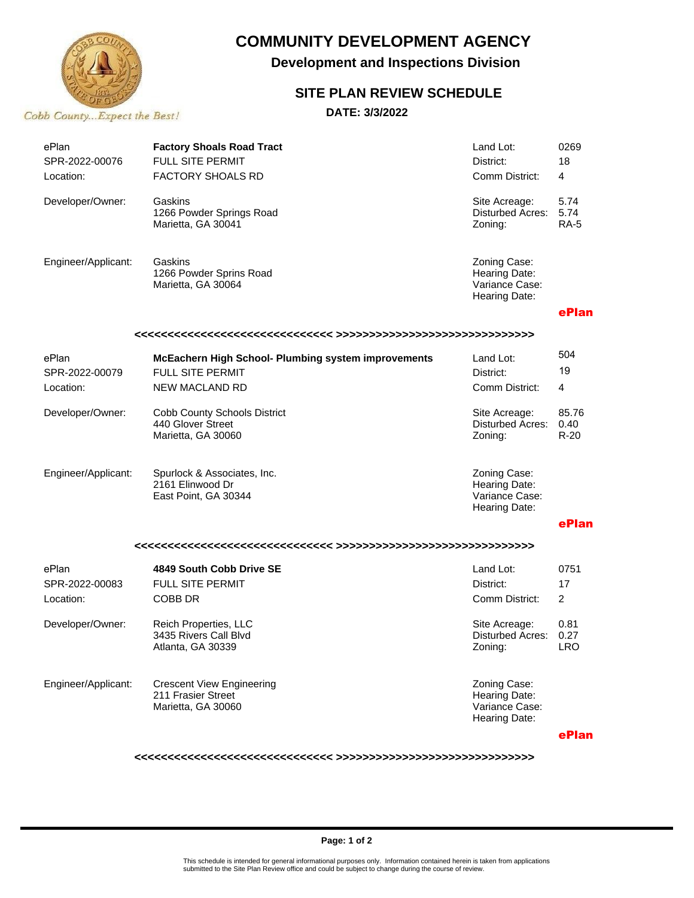# COMMUNITY DEVELOPMENT AGENCY

## Development and Inspections Division

### SITE PLAN REVIEW SCHEDULE

**DATE: 3/3/2022**

Cobb County...Expect the Best!

| | | | |
|---|---|---|---|
| ePlan | **Factory Shoals Road Tract** | Land Lot: | 0269 |
| SPR-2022-00076 | FULL SITE PERMIT | District: | 18 |
| Location: | FACTORY SHOALS RD | Comm District: | 4 |
| Developer/Owner: | Gaskins<br>1266 Powder Springs Road<br>Marietta, GA 30041 | Site Acreage:<br>Disturbed Acres:<br>Zoning: | 5.74<br>5.74<br>RA-5 |
| Engineer/Applicant: | Gaskins<br>1266 Powder Sprins Road<br>Marietta, GA 30064 | Zoning Case:<br>Hearing Date:<br>Variance Case:<br>Hearing Date: | |

ePlan

<<<<<<<<<<<<<<<<<<<<<<<<<<<<<< >>>>>>>>>>>>>>>>>>>>>>>>>>>>>>

| | | | |
|---|---|---|---|
| ePlan | **McEachern High School- Plumbing system improvements** | Land Lot: | 504 |
| SPR-2022-00079 | FULL SITE PERMIT | District: | 19 |
| Location: | NEW MACLAND RD | Comm District: | 4 |
| Developer/Owner: | Cobb County Schools District<br>440 Glover Street<br>Marietta, GA 30060 | Site Acreage:<br>Disturbed Acres:<br>Zoning: | 85.76<br>0.40<br>R-20 |
| Engineer/Applicant: | Spurlock & Associates, Inc.<br>2161 Elinwood Dr<br>East Point, GA 30344 | Zoning Case:<br>Hearing Date:<br>Variance Case:<br>Hearing Date: | |

ePlan

<<<<<<<<<<<<<<<<<<<<<<<<<<<<<< >>>>>>>>>>>>>>>>>>>>>>>>>>>>>>

| | | | |
|---|---|---|---|
| ePlan | **4849 South Cobb Drive SE** | Land Lot: | 0751 |
| SPR-2022-00083 | FULL SITE PERMIT | District: | 17 |
| Location: | COBB DR | Comm District: | 2 |
| Developer/Owner: | Reich Properties, LLC<br>3435 Rivers Call Blvd<br>Atlanta, GA 30339 | Site Acreage:<br>Disturbed Acres:<br>Zoning: | 0.81<br>0.27<br>LRO |
| Engineer/Applicant: | Crescent View Engineering<br>211 Frasier Street<br>Marietta, GA 30060 | Zoning Case:<br>Hearing Date:<br>Variance Case:<br>Hearing Date: | |

ePlan

<<<<<<<<<<<<<<<<<<<<<<<<<<<<<< >>>>>>>>>>>>>>>>>>>>>>>>>>>>>>

This schedule is intended for general informational purposes only. Information contained herein is taken from applications submitted to the Site Plan Review office and could be subject to change during the course of review.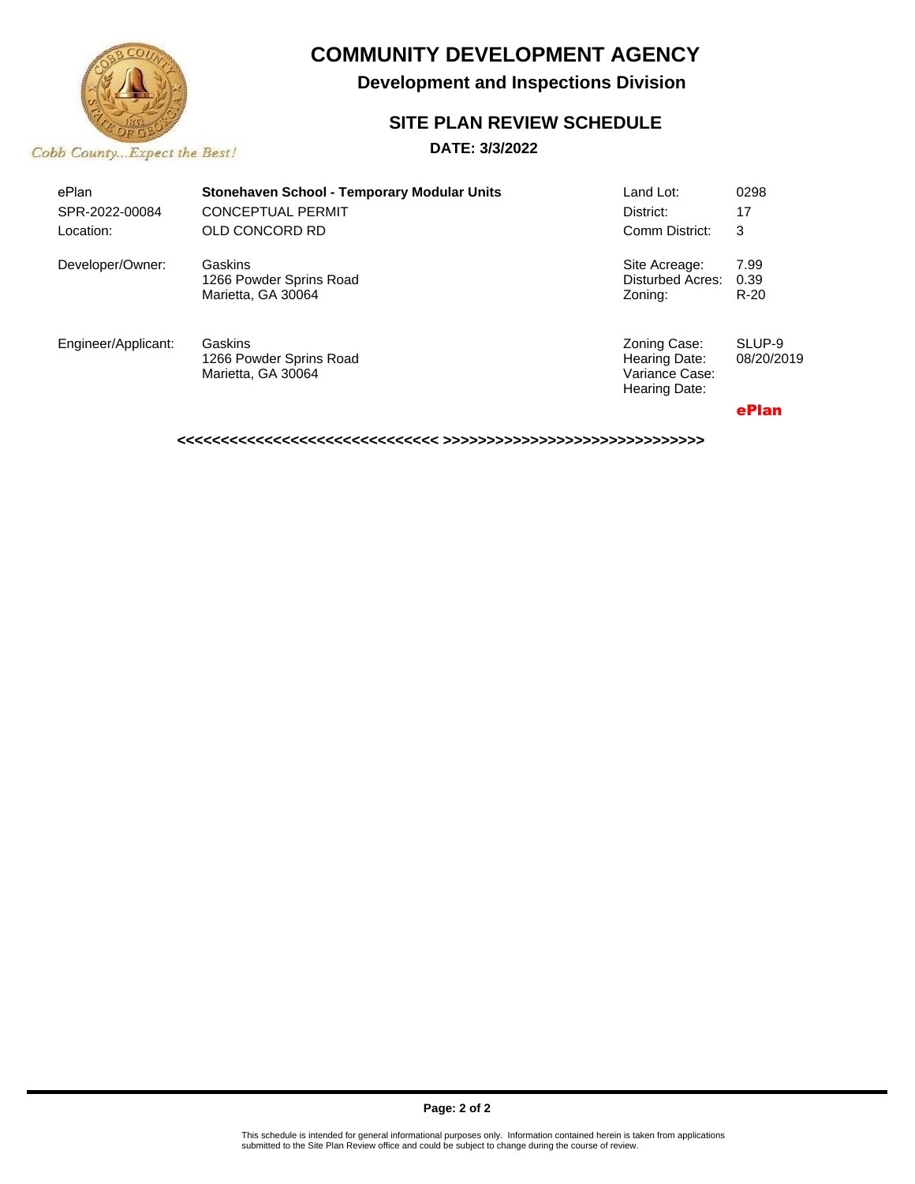Cobb County...Expect the Best!

# COMMUNITY DEVELOPMENT AGENCY

## Development and Inspections Division

## SITE PLAN REVIEW SCHEDULE

**DATE: 3/3/2022**

| | | | |
|---|---|---|---|
| ePlan | **Stonehaven School - Temporary Modular Units** | Land Lot: | 0298 |
| SPR-2022-00084 | CONCEPTUAL PERMIT | District: | 17 |
| Location: | OLD CONCORD RD | Comm District: | 3 |
| Developer/Owner: | Gaskins<br>1266 Powder Sprins Road<br>Marietta, GA 30064 | Site Acreage:<br>Disturbed Acres:<br>Zoning: | 7.99<br>0.39<br>R-20 |
| Engineer/Applicant: | Gaskins<br>1266 Powder Sprins Road<br>Marietta, GA 30064 | Zoning Case:<br>Hearing Date:<br>Variance Case:<br>Hearing Date: | SLUP-9<br>08/20/2019 |

**ePlan**

**<<<<<<<<<<<<<<<<<<<<<<<<<<<<<< >>>>>>>>>>>>>>>>>>>>>>>>>>>>>>>>**

This schedule is intended for general informational purposes only. Information contained herein is taken from applications submitted to the Site Plan Review office and could be subject to change during the course of review.